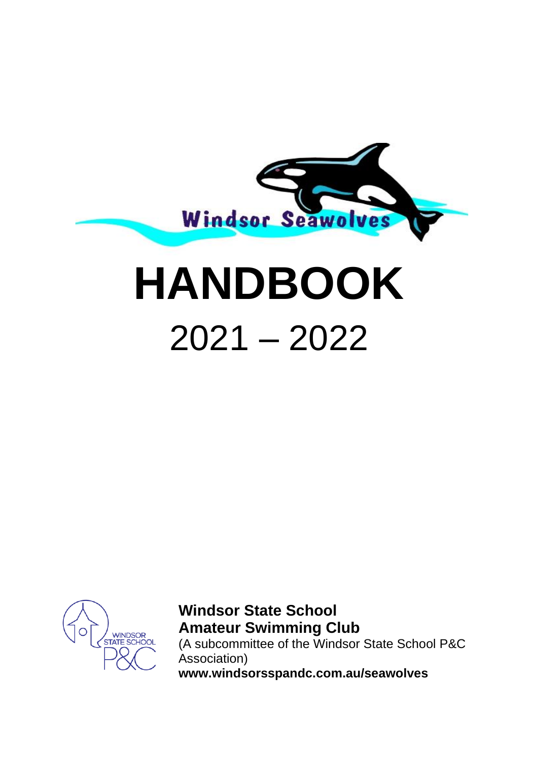Windsor Seawolves

# HANDBOOK

## 2021 – 2022

WINDSOR STATE SCHOOL P&C

**Windsor State School**
**Amateur Swimming Club**
(A subcommittee of the Windsor State School P&C Association)
**www.windsorsspandc.com.au/seawolves**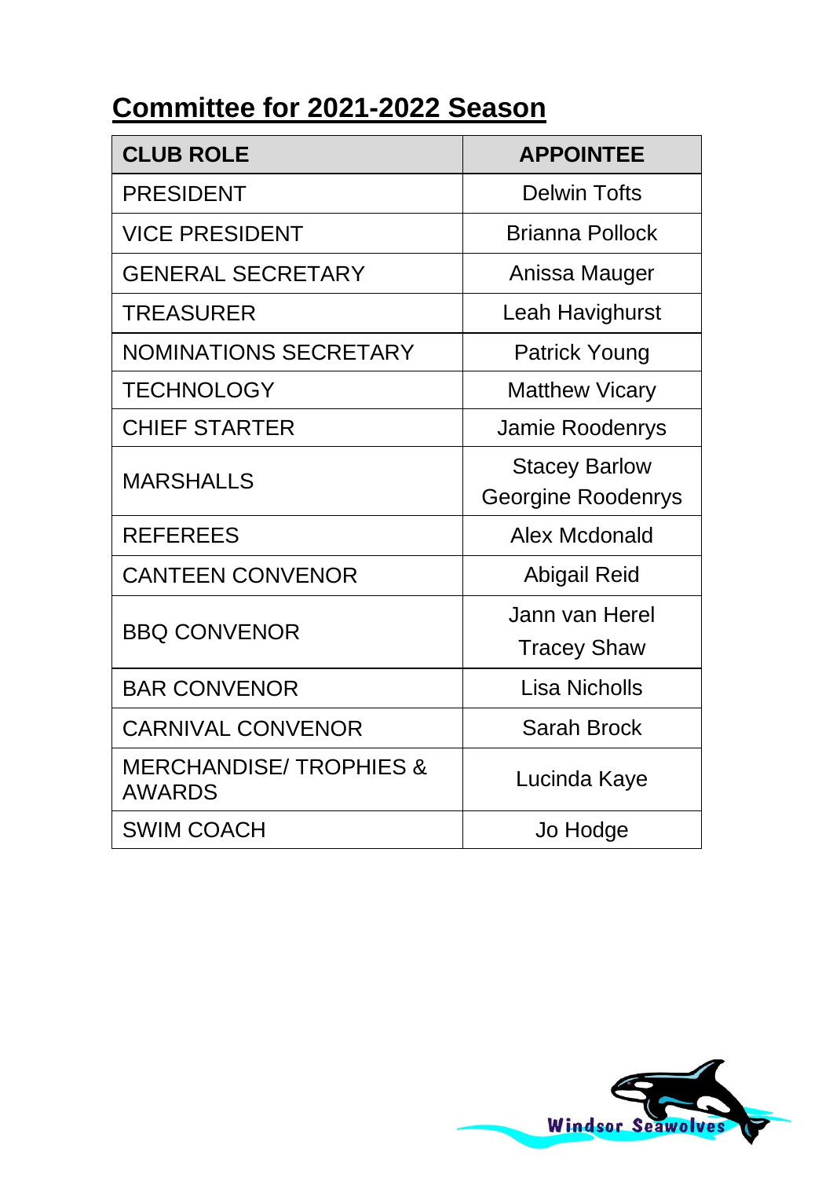## Committee for 2021-2022 Season

| CLUB ROLE | APPOINTEE |
|---|---|
| PRESIDENT | Delwin Tofts |
| VICE PRESIDENT | Brianna Pollock |
| GENERAL SECRETARY | Anissa Mauger |
| TREASURER | Leah Havighurst |
| NOMINATIONS SECRETARY | Patrick Young |
| TECHNOLOGY | Matthew Vicary |
| CHIEF STARTER | Jamie Roodenrys |
| MARSHALLS | Stacey Barlow<br>Georgine Roodenrys |
| REFEREES | Alex Mcdonald |
| CANTEEN CONVENOR | Abigail Reid |
| BBQ CONVENOR | Jann van Herel<br>Tracey Shaw |
| BAR CONVENOR | Lisa Nicholls |
| CARNIVAL CONVENOR | Sarah Brock |
| MERCHANDISE/ TROPHIES & AWARDS | Lucinda Kaye |
| SWIM COACH | Jo Hodge |

Windsor Seawolves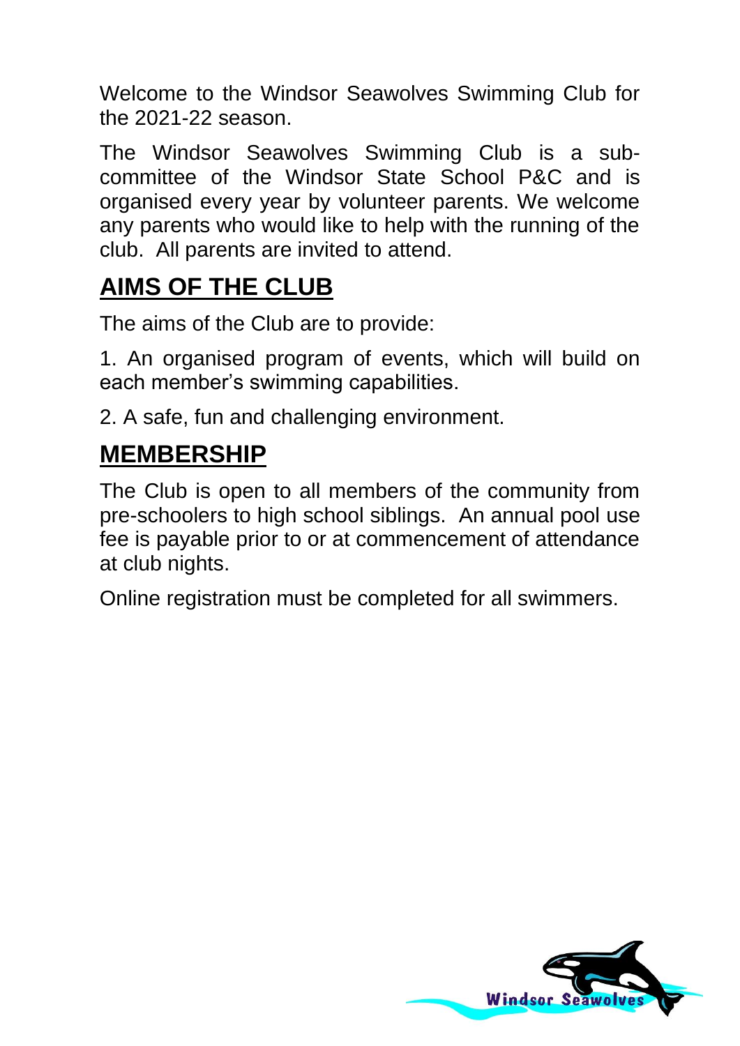Welcome to the Windsor Seawolves Swimming Club for the 2021-22 season.

The Windsor Seawolves Swimming Club is a sub-committee of the Windsor State School P&C and is organised every year by volunteer parents. We welcome any parents who would like to help with the running of the club. All parents are invited to attend.

## AIMS OF THE CLUB

The aims of the Club are to provide:

1. An organised program of events, which will build on each member's swimming capabilities.

2. A safe, fun and challenging environment.

## MEMBERSHIP

The Club is open to all members of the community from pre-schoolers to high school siblings. An annual pool use fee is payable prior to or at commencement of attendance at club nights.

Online registration must be completed for all swimmers.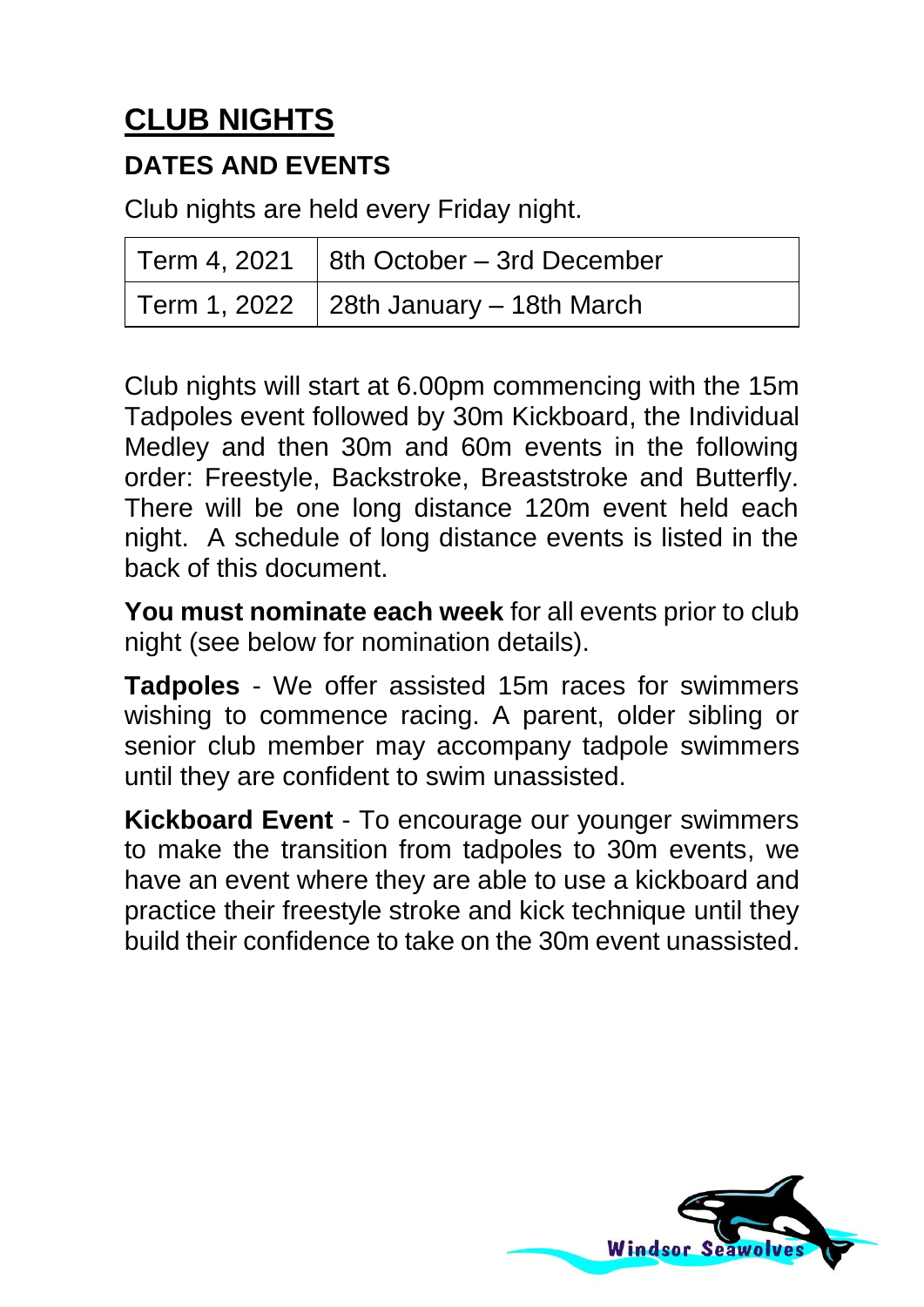# CLUB NIGHTS

## DATES AND EVENTS

Club nights are held every Friday night.

| | |
|---|---|
| Term 4, 2021 | 8th October – 3rd December |
| Term 1, 2022 | 28th January – 18th March |

Club nights will start at 6.00pm commencing with the 15m Tadpoles event followed by 30m Kickboard, the Individual Medley and then 30m and 60m events in the following order: Freestyle, Backstroke, Breaststroke and Butterfly. There will be one long distance 120m event held each night. A schedule of long distance events is listed in the back of this document.

**You must nominate each week** for all events prior to club night (see below for nomination details).

**Tadpoles** - We offer assisted 15m races for swimmers wishing to commence racing. A parent, older sibling or senior club member may accompany tadpole swimmers until they are confident to swim unassisted.

**Kickboard Event** - To encourage our younger swimmers to make the transition from tadpoles to 30m events, we have an event where they are able to use a kickboard and practice their freestyle stroke and kick technique until they build their confidence to take on the 30m event unassisted.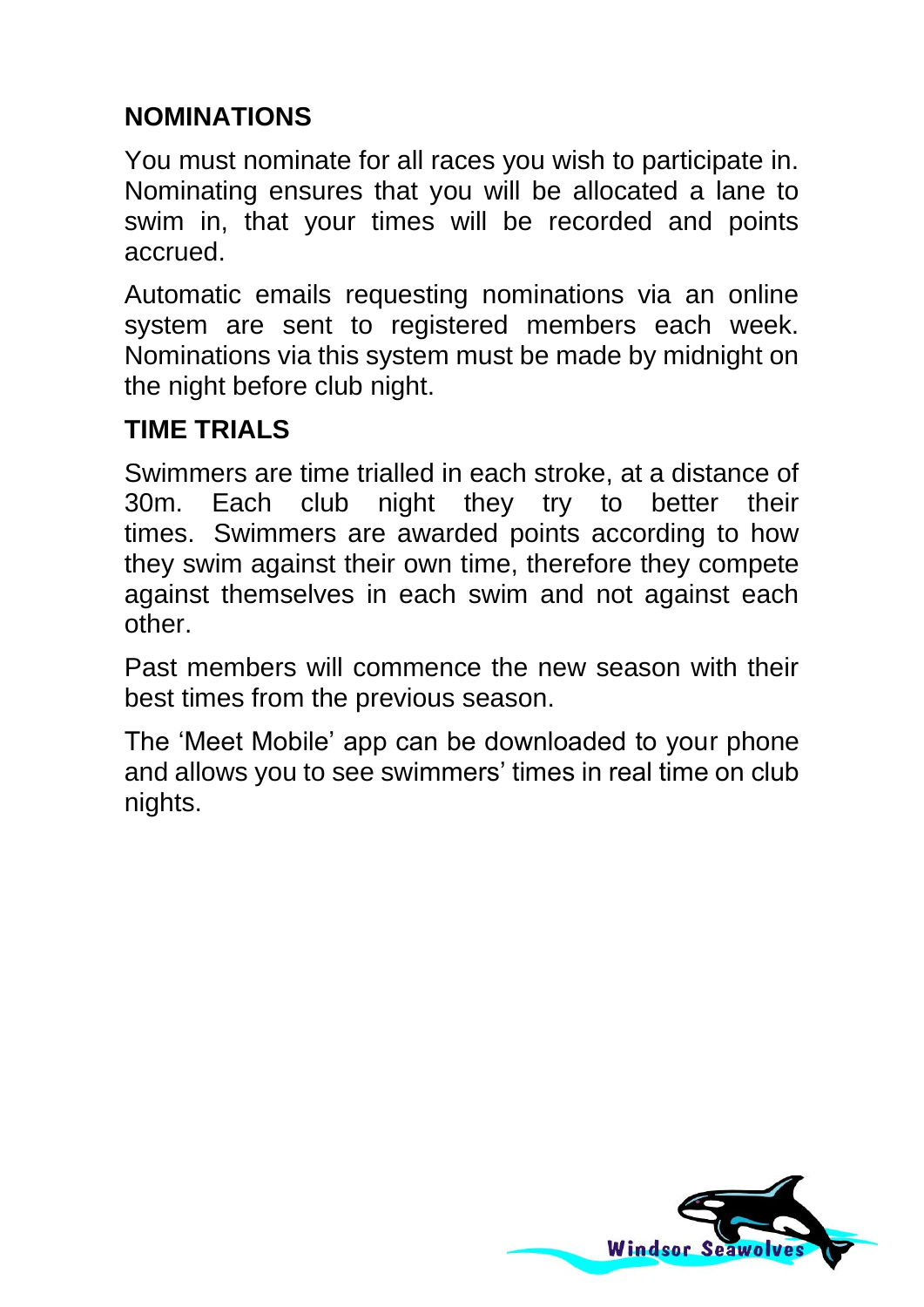## NOMINATIONS

You must nominate for all races you wish to participate in. Nominating ensures that you will be allocated a lane to swim in, that your times will be recorded and points accrued.

Automatic emails requesting nominations via an online system are sent to registered members each week. Nominations via this system must be made by midnight on the night before club night.

## TIME TRIALS

Swimmers are time trialled in each stroke, at a distance of 30m. Each club night they try to better their times. Swimmers are awarded points according to how they swim against their own time, therefore they compete against themselves in each swim and not against each other.

Past members will commence the new season with their best times from the previous season.

The 'Meet Mobile' app can be downloaded to your phone and allows you to see swimmers' times in real time on club nights.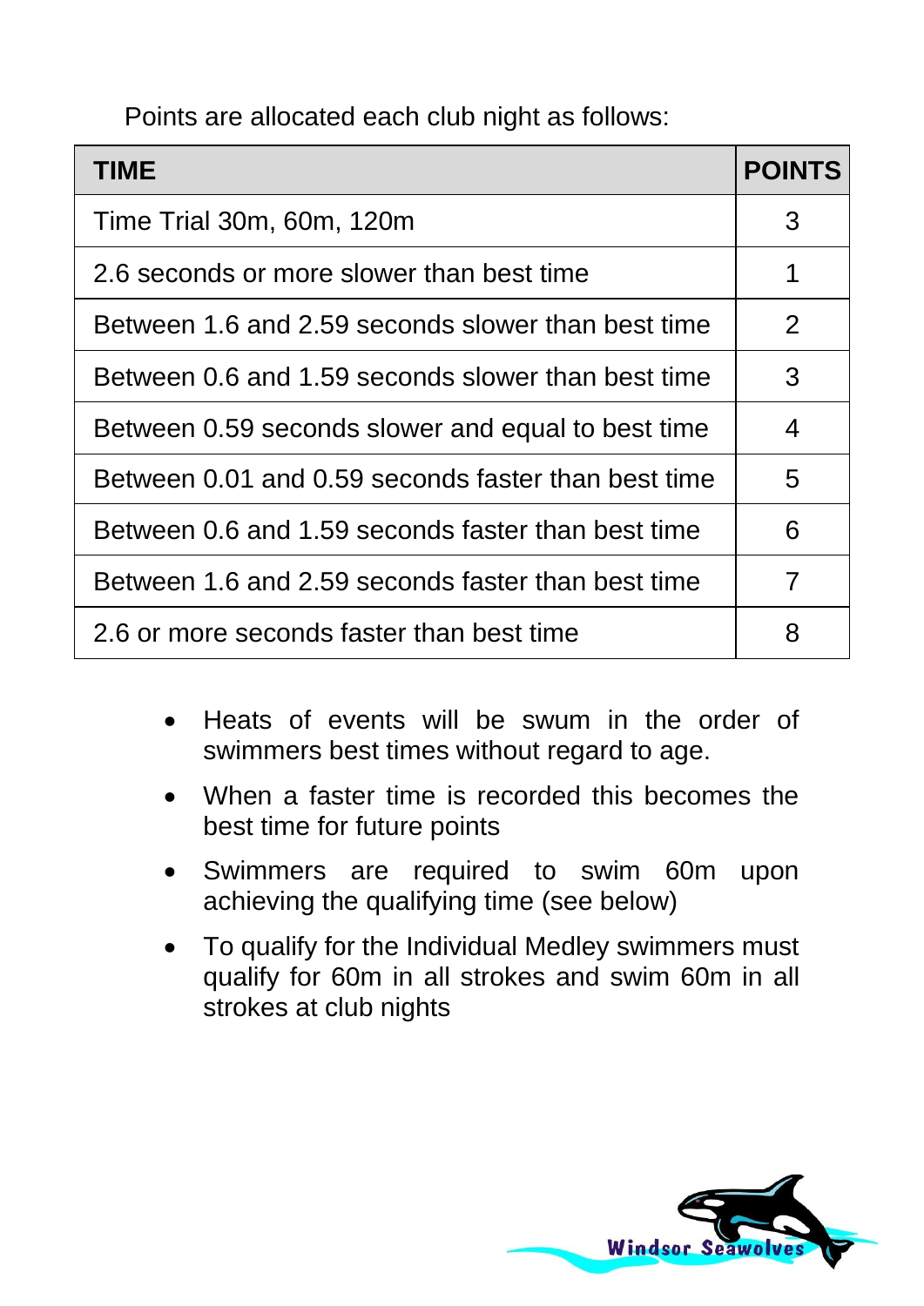Points are allocated each club night as follows:

| TIME | POINTS |
| --- | --- |
| Time Trial 30m, 60m, 120m | 3 |
| 2.6 seconds or more slower than best time | 1 |
| Between 1.6 and 2.59 seconds slower than best time | 2 |
| Between 0.6 and 1.59 seconds slower than best time | 3 |
| Between 0.59 seconds slower and equal to best time | 4 |
| Between 0.01 and 0.59 seconds faster than best time | 5 |
| Between 0.6 and 1.59 seconds faster than best time | 6 |
| Between 1.6 and 2.59 seconds faster than best time | 7 |
| 2.6 or more seconds faster than best time | 8 |

- Heats of events will be swum in the order of swimmers best times without regard to age.
- When a faster time is recorded this becomes the best time for future points
- Swimmers are required to swim 60m upon achieving the qualifying time (see below)
- To qualify for the Individual Medley swimmers must qualify for 60m in all strokes and swim 60m in all strokes at club nights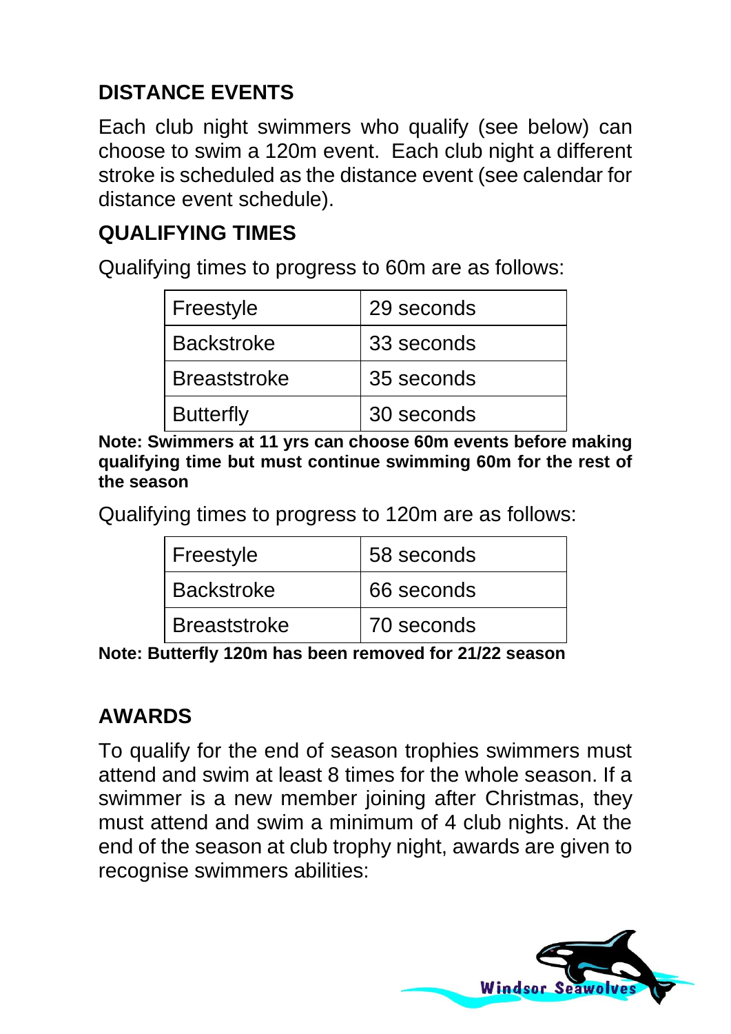## DISTANCE EVENTS

Each club night swimmers who qualify (see below) can choose to swim a 120m event. Each club night a different stroke is scheduled as the distance event (see calendar for distance event schedule).

## QUALIFYING TIMES

Qualifying times to progress to 60m are as follows:

| | |
|---|---|
| Freestyle | 29 seconds |
| Backstroke | 33 seconds |
| Breaststroke | 35 seconds |
| Butterfly | 30 seconds |

**Note: Swimmers at 11 yrs can choose 60m events before making qualifying time but must continue swimming 60m for the rest of the season**

Qualifying times to progress to 120m are as follows:

| | |
|---|---|
| Freestyle | 58 seconds |
| Backstroke | 66 seconds |
| Breaststroke | 70 seconds |

**Note: Butterfly 120m has been removed for 21/22 season**

## AWARDS

To qualify for the end of season trophies swimmers must attend and swim at least 8 times for the whole season. If a swimmer is a new member joining after Christmas, they must attend and swim a minimum of 4 club nights. At the end of the season at club trophy night, awards are given to recognise swimmers abilities: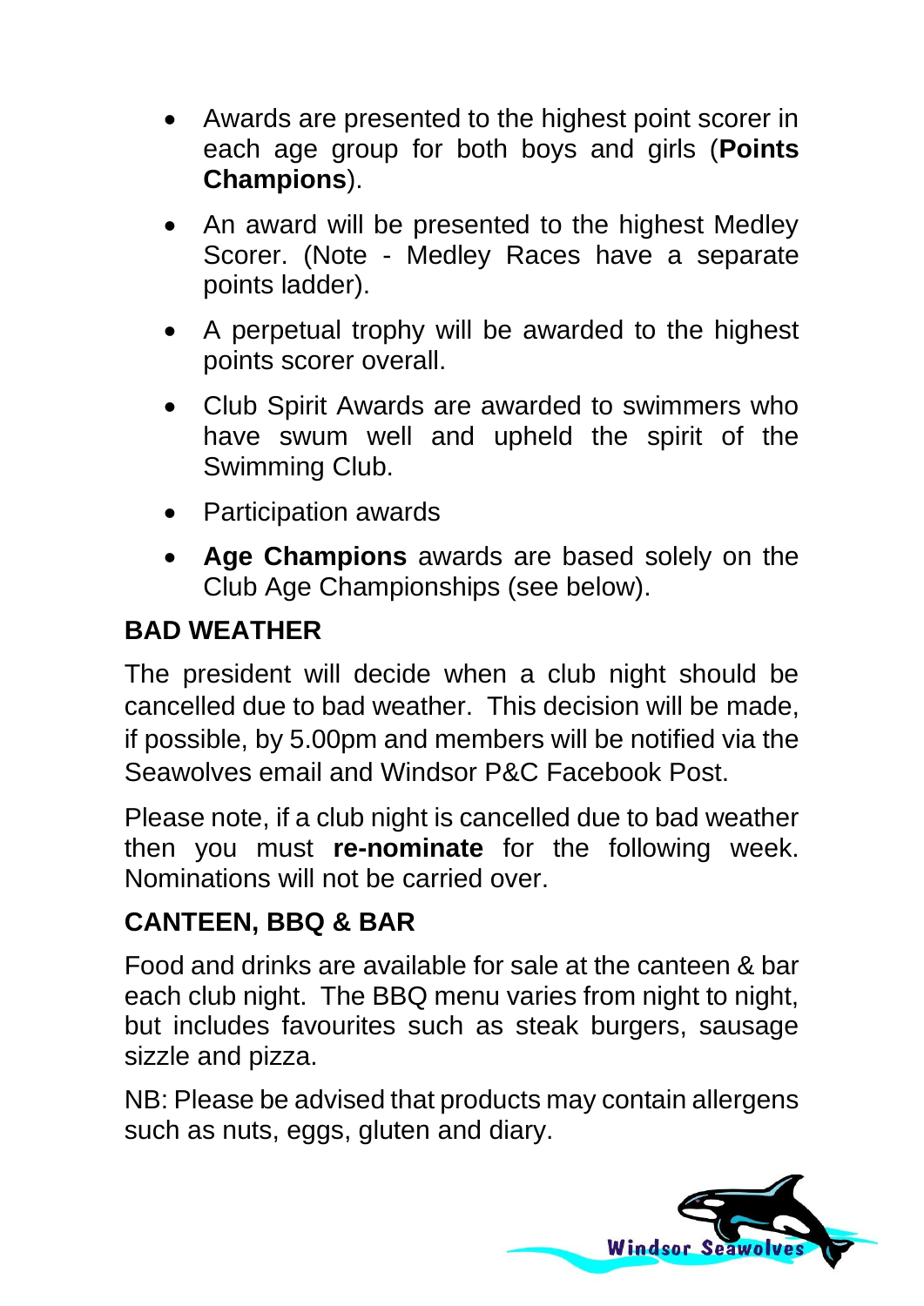- Awards are presented to the highest point scorer in each age group for both boys and girls (**Points Champions**).
- An award will be presented to the highest Medley Scorer. (Note - Medley Races have a separate points ladder).
- A perpetual trophy will be awarded to the highest points scorer overall.
- Club Spirit Awards are awarded to swimmers who have swum well and upheld the spirit of the Swimming Club.
- Participation awards
- **Age Champions** awards are based solely on the Club Age Championships (see below).

## BAD WEATHER

The president will decide when a club night should be cancelled due to bad weather. This decision will be made, if possible, by 5.00pm and members will be notified via the Seawolves email and Windsor P&C Facebook Post.

Please note, if a club night is cancelled due to bad weather then you must **re-nominate** for the following week. Nominations will not be carried over.

## CANTEEN, BBQ & BAR

Food and drinks are available for sale at the canteen & bar each club night. The BBQ menu varies from night to night, but includes favourites such as steak burgers, sausage sizzle and pizza.

NB: Please be advised that products may contain allergens such as nuts, eggs, gluten and diary.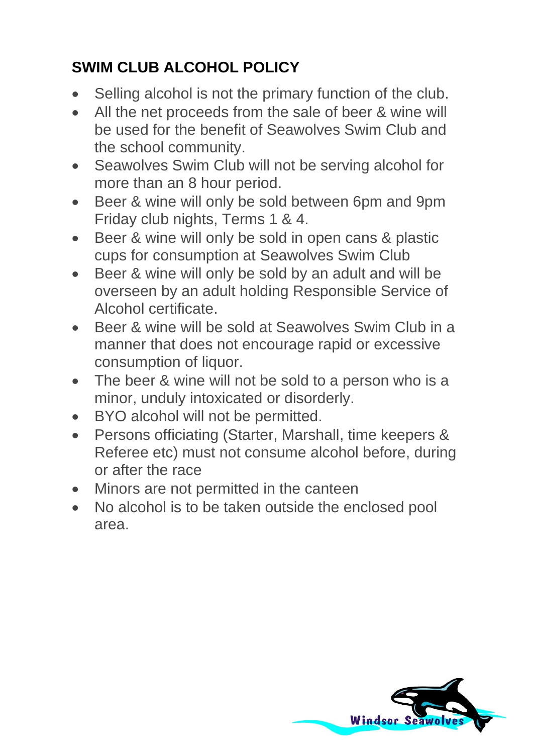## SWIM CLUB ALCOHOL POLICY

- Selling alcohol is not the primary function of the club.
- All the net proceeds from the sale of beer & wine will be used for the benefit of Seawolves Swim Club and the school community.
- Seawolves Swim Club will not be serving alcohol for more than an 8 hour period.
- Beer & wine will only be sold between 6pm and 9pm Friday club nights, Terms 1 & 4.
- Beer & wine will only be sold in open cans & plastic cups for consumption at Seawolves Swim Club
- Beer & wine will only be sold by an adult and will be overseen by an adult holding Responsible Service of Alcohol certificate.
- Beer & wine will be sold at Seawolves Swim Club in a manner that does not encourage rapid or excessive consumption of liquor.
- The beer & wine will not be sold to a person who is a minor, unduly intoxicated or disorderly.
- BYO alcohol will not be permitted.
- Persons officiating (Starter, Marshall, time keepers & Referee etc) must not consume alcohol before, during or after the race
- Minors are not permitted in the canteen
- No alcohol is to be taken outside the enclosed pool area.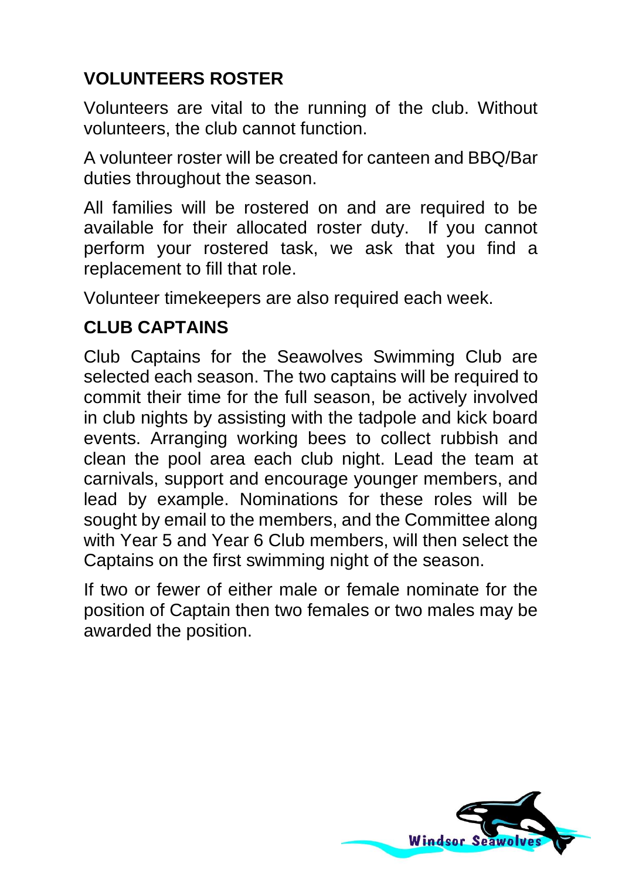## VOLUNTEERS ROSTER

Volunteers are vital to the running of the club. Without volunteers, the club cannot function.

A volunteer roster will be created for canteen and BBQ/Bar duties throughout the season.

All families will be rostered on and are required to be available for their allocated roster duty. If you cannot perform your rostered task, we ask that you find a replacement to fill that role.

Volunteer timekeepers are also required each week.

## CLUB CAPTAINS

Club Captains for the Seawolves Swimming Club are selected each season. The two captains will be required to commit their time for the full season, be actively involved in club nights by assisting with the tadpole and kick board events. Arranging working bees to collect rubbish and clean the pool area each club night. Lead the team at carnivals, support and encourage younger members, and lead by example. Nominations for these roles will be sought by email to the members, and the Committee along with Year 5 and Year 6 Club members, will then select the Captains on the first swimming night of the season.

If two or fewer of either male or female nominate for the position of Captain then two females or two males may be awarded the position.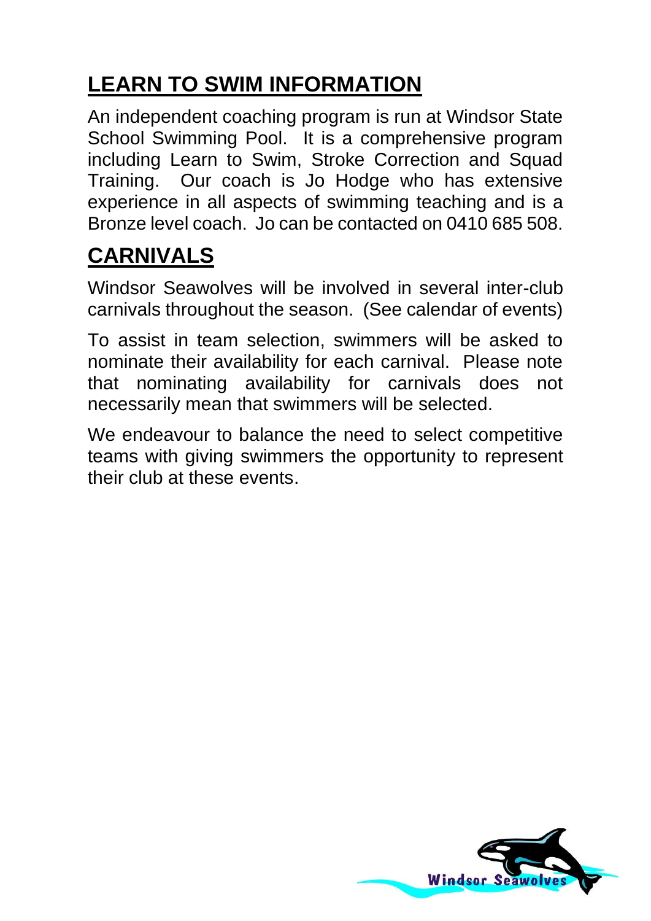## LEARN TO SWIM INFORMATION

An independent coaching program is run at Windsor State School Swimming Pool. It is a comprehensive program including Learn to Swim, Stroke Correction and Squad Training. Our coach is Jo Hodge who has extensive experience in all aspects of swimming teaching and is a Bronze level coach. Jo can be contacted on 0410 685 508.

## CARNIVALS

Windsor Seawolves will be involved in several inter-club carnivals throughout the season. (See calendar of events)

To assist in team selection, swimmers will be asked to nominate their availability for each carnival. Please note that nominating availability for carnivals does not necessarily mean that swimmers will be selected.

We endeavour to balance the need to select competitive teams with giving swimmers the opportunity to represent their club at these events.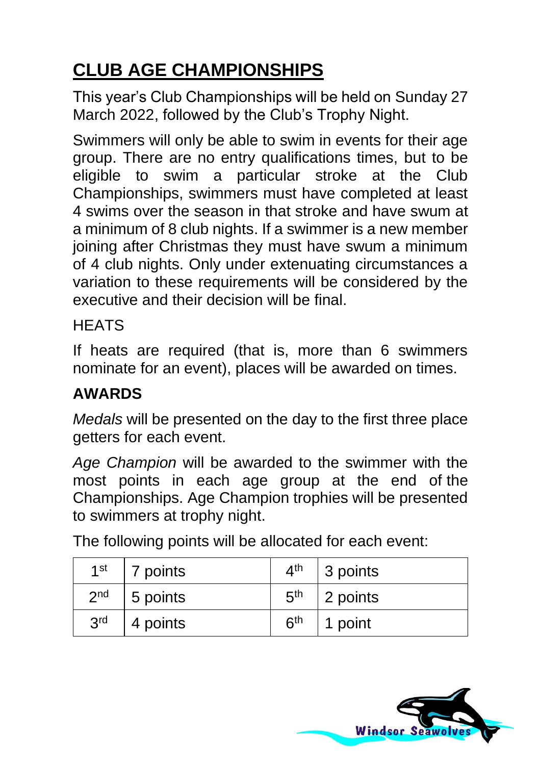## CLUB AGE CHAMPIONSHIPS

This year's Club Championships will be held on Sunday 27 March 2022, followed by the Club's Trophy Night.

Swimmers will only be able to swim in events for their age group. There are no entry qualifications times, but to be eligible to swim a particular stroke at the Club Championships, swimmers must have completed at least 4 swims over the season in that stroke and have swum at a minimum of 8 club nights. If a swimmer is a new member joining after Christmas they must have swum a minimum of 4 club nights. Only under extenuating circumstances a variation to these requirements will be considered by the executive and their decision will be final.

HEATS

If heats are required (that is, more than 6 swimmers nominate for an event), places will be awarded on times.

### AWARDS

*Medals* will be presented on the day to the first three place getters for each event.

*Age Champion* will be awarded to the swimmer with the most points in each age group at the end of the Championships. Age Champion trophies will be presented to swimmers at trophy night.

The following points will be allocated for each event:

| 1st | 7 points | 4th | 3 points |
|---|---|---|---|
| 2nd | 5 points | 5th | 2 points |
| 3rd | 4 points | 6th | 1 point |

Windsor Seawolves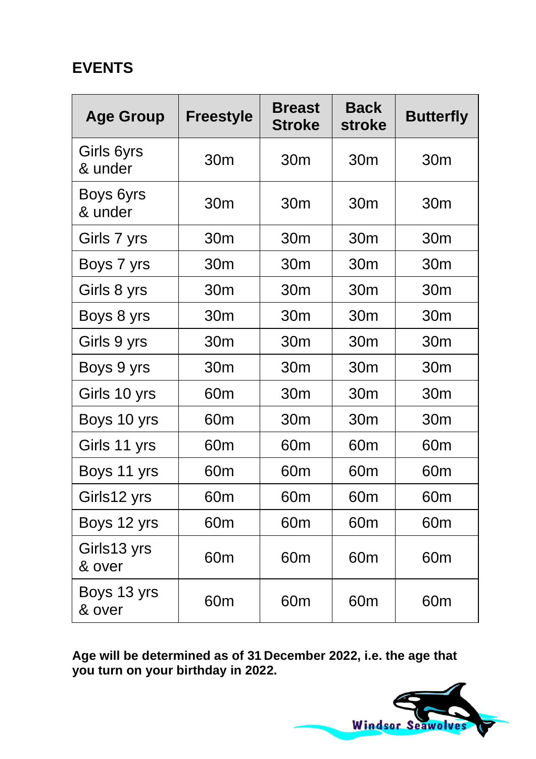## EVENTS

| Age Group | Freestyle | Breast Stroke | Back stroke | Butterfly |
|---|---|---|---|---|
| Girls 6yrs & under | 30m | 30m | 30m | 30m |
| Boys 6yrs & under | 30m | 30m | 30m | 30m |
| Girls 7 yrs | 30m | 30m | 30m | 30m |
| Boys 7 yrs | 30m | 30m | 30m | 30m |
| Girls 8 yrs | 30m | 30m | 30m | 30m |
| Boys 8 yrs | 30m | 30m | 30m | 30m |
| Girls 9 yrs | 30m | 30m | 30m | 30m |
| Boys 9 yrs | 30m | 30m | 30m | 30m |
| Girls 10 yrs | 60m | 30m | 30m | 30m |
| Boys 10 yrs | 60m | 30m | 30m | 30m |
| Girls 11 yrs | 60m | 60m | 60m | 60m |
| Boys 11 yrs | 60m | 60m | 60m | 60m |
| Girls12 yrs | 60m | 60m | 60m | 60m |
| Boys 12 yrs | 60m | 60m | 60m | 60m |
| Girls13 yrs & over | 60m | 60m | 60m | 60m |
| Boys 13 yrs & over | 60m | 60m | 60m | 60m |

**Age will be determined as of 31 December 2022, i.e. the age that you turn on your birthday in 2022.**

Windsor Seawolves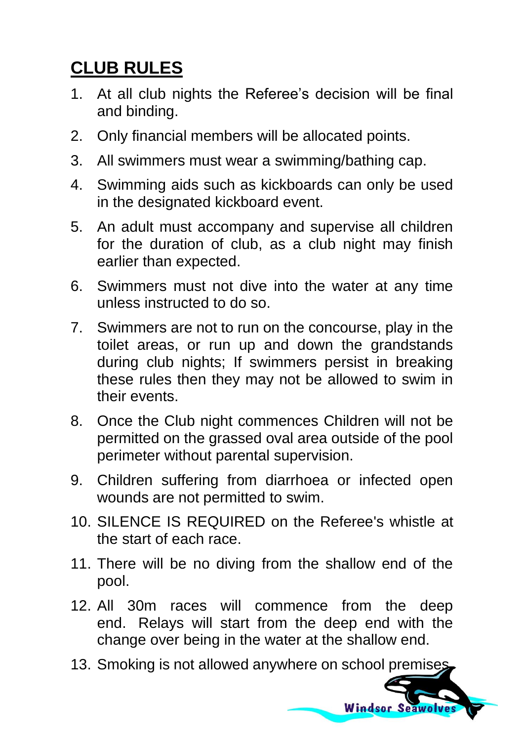## CLUB RULES

1. At all club nights the Referee's decision will be final and binding.
2. Only financial members will be allocated points.
3. All swimmers must wear a swimming/bathing cap.
4. Swimming aids such as kickboards can only be used in the designated kickboard event.
5. An adult must accompany and supervise all children for the duration of club, as a club night may finish earlier than expected.
6. Swimmers must not dive into the water at any time unless instructed to do so.
7. Swimmers are not to run on the concourse, play in the toilet areas, or run up and down the grandstands during club nights; If swimmers persist in breaking these rules then they may not be allowed to swim in their events.
8. Once the Club night commences Children will not be permitted on the grassed oval area outside of the pool perimeter without parental supervision.
9. Children suffering from diarrhoea or infected open wounds are not permitted to swim.
10. SILENCE IS REQUIRED on the Referee's whistle at the start of each race.
11. There will be no diving from the shallow end of the pool.
12. All 30m races will commence from the deep end. Relays will start from the deep end with the change over being in the water at the shallow end.
13. Smoking is not allowed anywhere on school premises.

Windsor Seawolves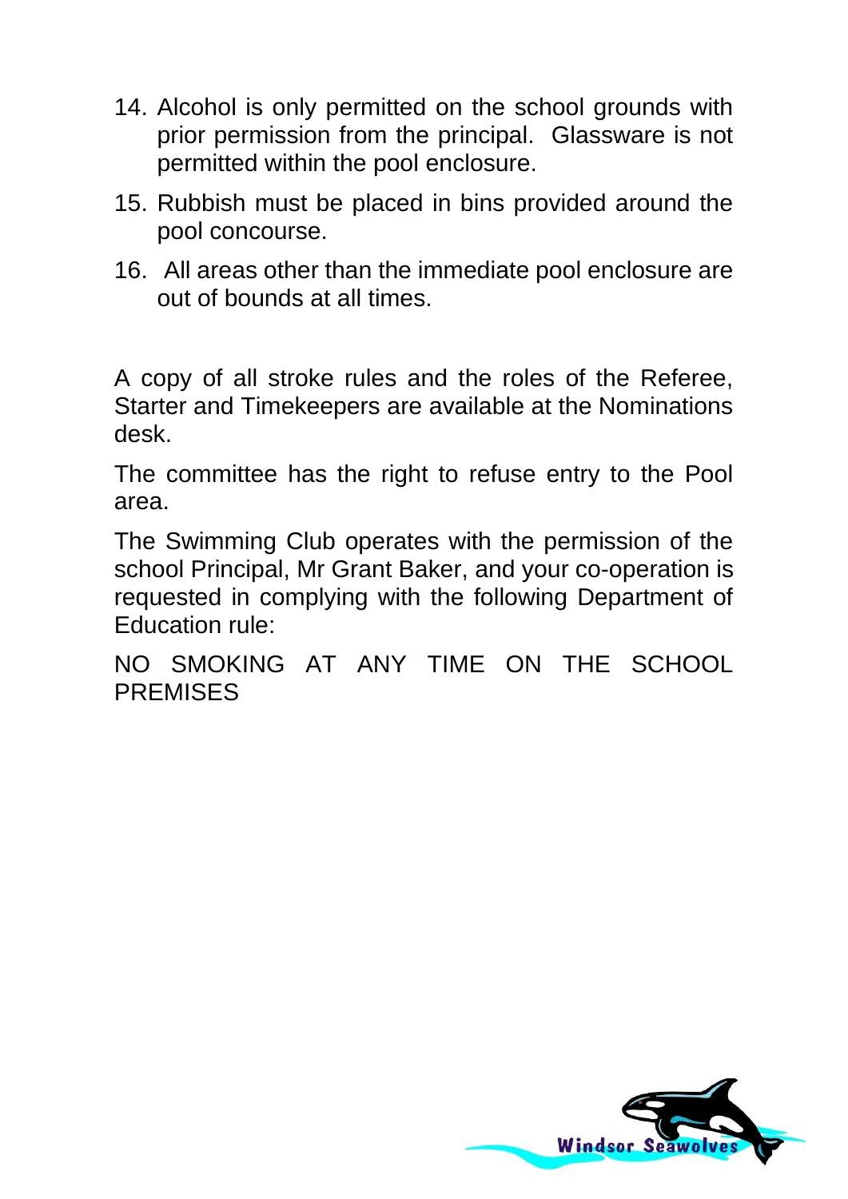14. Alcohol is only permitted on the school grounds with prior permission from the principal. Glassware is not permitted within the pool enclosure.
15. Rubbish must be placed in bins provided around the pool concourse.
16. All areas other than the immediate pool enclosure are out of bounds at all times.

A copy of all stroke rules and the roles of the Referee, Starter and Timekeepers are available at the Nominations desk.

The committee has the right to refuse entry to the Pool area.

The Swimming Club operates with the permission of the school Principal, Mr Grant Baker, and your co-operation is requested in complying with the following Department of Education rule:

NO SMOKING AT ANY TIME ON THE SCHOOL PREMISES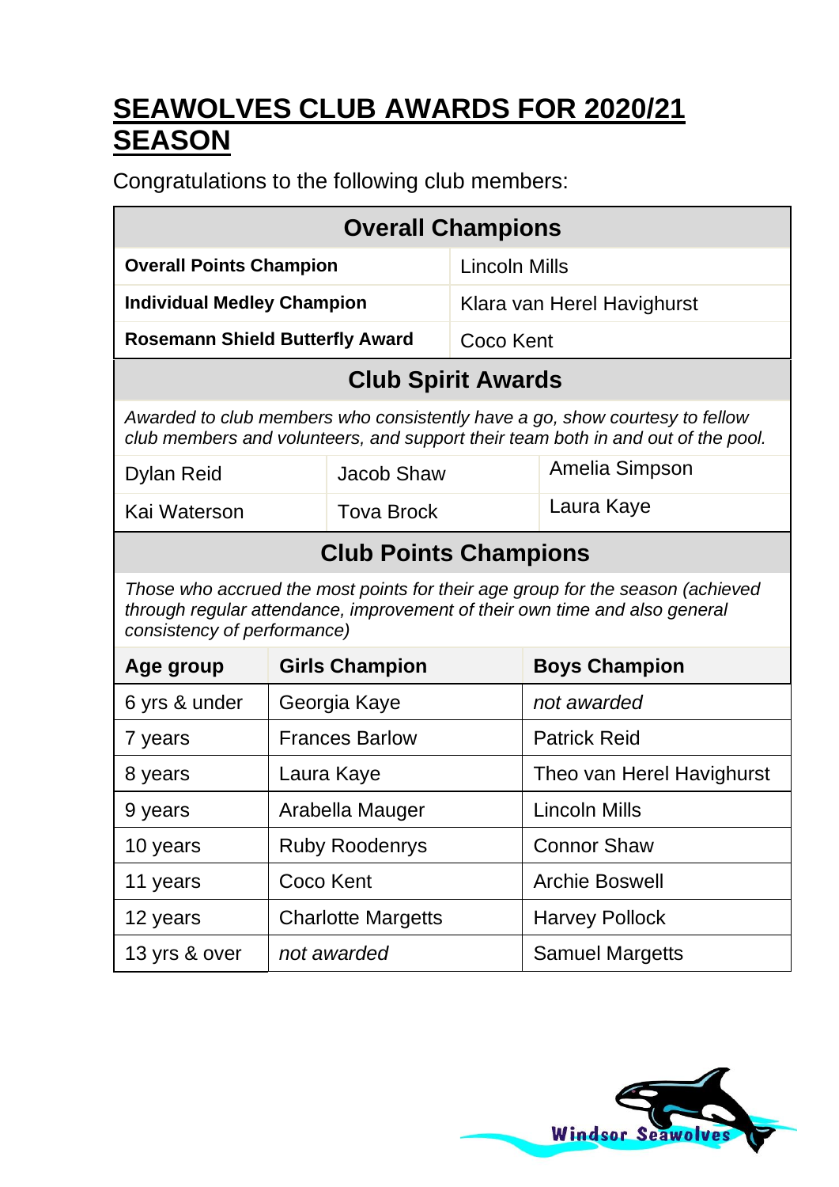# SEAWOLVES CLUB AWARDS FOR 2020/21 SEASON

Congratulations to the following club members:

## Overall Champions

| | |
|---|---|
| **Overall Points Champion** | Lincoln Mills |
| **Individual Medley Champion** | Klara van Herel Havighurst |
| **Rosemann Shield Butterfly Award** | Coco Kent |

## Club Spirit Awards

*Awarded to club members who consistently have a go, show courtesy to fellow club members and volunteers, and support their team both in and out of the pool.*

| | | |
|---|---|---|
| Dylan Reid | Jacob Shaw | Amelia Simpson |
| Kai Waterson | Tova Brock | Laura Kaye |

## Club Points Champions

*Those who accrued the most points for their age group for the season (achieved through regular attendance, improvement of their own time and also general consistency of performance)*

| Age group | Girls Champion | Boys Champion |
|---|---|---|
| 6 yrs & under | Georgia Kaye | *not awarded* |
| 7 years | Frances Barlow | Patrick Reid |
| 8 years | Laura Kaye | Theo van Herel Havighurst |
| 9 years | Arabella Mauger | Lincoln Mills |
| 10 years | Ruby Roodenrys | Connor Shaw |
| 11 years | Coco Kent | Archie Boswell |
| 12 years | Charlotte Margetts | Harvey Pollock |
| 13 yrs & over | *not awarded* | Samuel Margetts |

Windsor Seawolves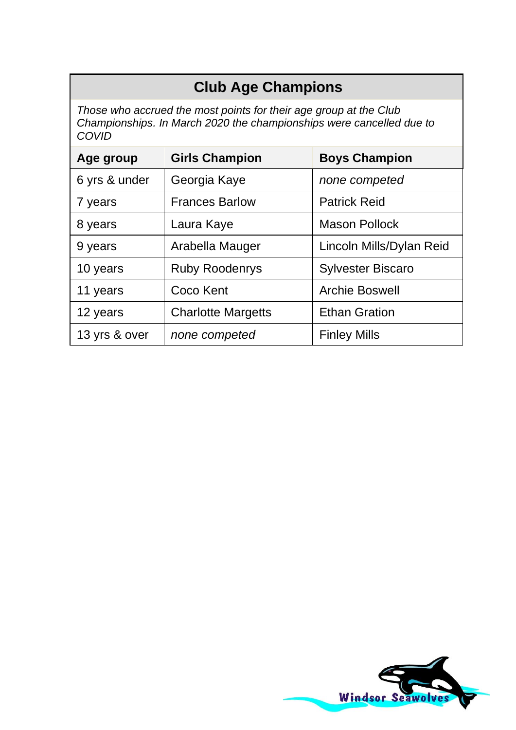## Club Age Champions

*Those who accrued the most points for their age group at the Club Championships. In March 2020 the championships were cancelled due to COVID*

| Age group | Girls Champion | Boys Champion |
|---|---|---|
| 6 yrs & under | Georgia Kaye | *none competed* |
| 7 years | Frances Barlow | Patrick Reid |
| 8 years | Laura Kaye | Mason Pollock |
| 9 years | Arabella Mauger | Lincoln Mills/Dylan Reid |
| 10 years | Ruby Roodenrys | Sylvester Biscaro |
| 11 years | Coco Kent | Archie Boswell |
| 12 years | Charlotte Margetts | Ethan Gration |
| 13 yrs & over | *none competed* | Finley Mills |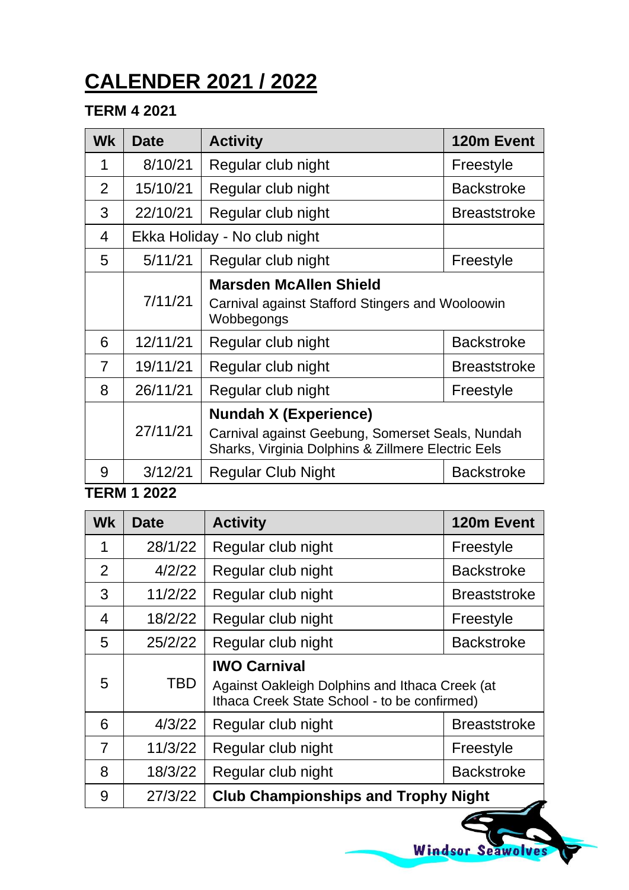# CALENDER 2021 / 2022

### TERM 4 2021

| Wk | Date | Activity | 120m Event |
|---|---|---|---|
| 1 | 8/10/21 | Regular club night | Freestyle |
| 2 | 15/10/21 | Regular club night | Backstroke |
| 3 | 22/10/21 | Regular club night | Breaststroke |
| 4 | Ekka Holiday - No club night | | |
| 5 | 5/11/21 | Regular club night | Freestyle |
| | 7/11/21 | **Marsden McAllen Shield** Carnival against Stafford Stingers and Wooloowin Wobbegongs | |
| 6 | 12/11/21 | Regular club night | Backstroke |
| 7 | 19/11/21 | Regular club night | Breaststroke |
| 8 | 26/11/21 | Regular club night | Freestyle |
| | 27/11/21 | **Nundah X (Experience)** Carnival against Geebung, Somerset Seals, Nundah Sharks, Virginia Dolphins & Zillmere Electric Eels | |
| 9 | 3/12/21 | Regular Club Night | Backstroke |

### TERM 1 2022

| Wk | Date | Activity | 120m Event |
|---|---|---|---|
| 1 | 28/1/22 | Regular club night | Freestyle |
| 2 | 4/2/22 | Regular club night | Backstroke |
| 3 | 11/2/22 | Regular club night | Breaststroke |
| 4 | 18/2/22 | Regular club night | Freestyle |
| 5 | 25/2/22 | Regular club night | Backstroke |
| 5 | TBD | **IWO Carnival** Against Oakleigh Dolphins and Ithaca Creek (at Ithaca Creek State School - to be confirmed) | |
| 6 | 4/3/22 | Regular club night | Breaststroke |
| 7 | 11/3/22 | Regular club night | Freestyle |
| 8 | 18/3/22 | Regular club night | Backstroke |
| 9 | 27/3/22 | **Club Championships and Trophy Night** | |

Windsor Seawolves